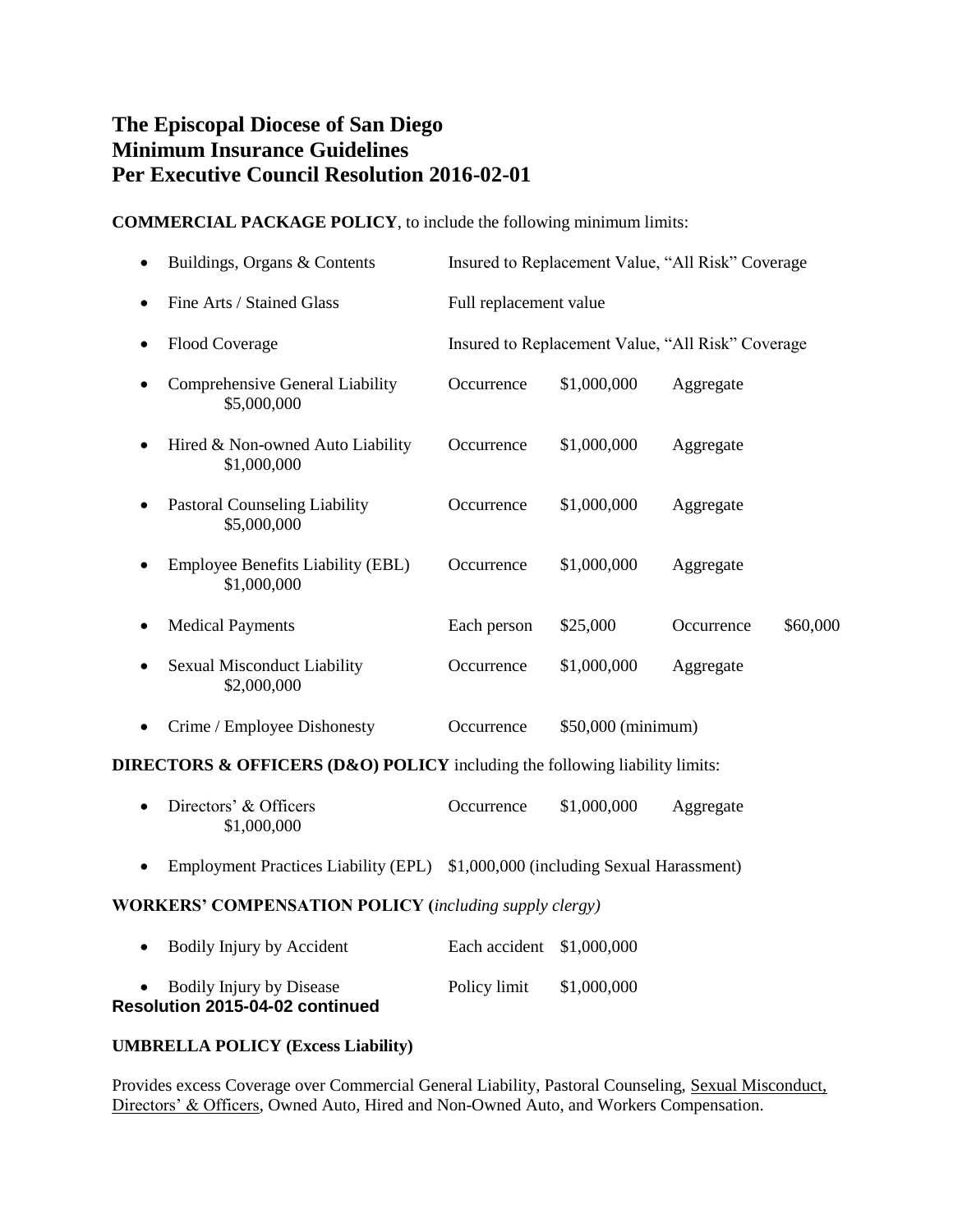# The Episcopal Diocese of San Diego
# Minimum Insurance Guidelines
# Per Executive Council Resolution 2016-02-01

**COMMERCIAL PACKAGE POLICY**, to include the following minimum limits:

- Buildings, Organs & Contents — Insured to Replacement Value, "All Risk" Coverage
- Fine Arts / Stained Glass — Full replacement value
- Flood Coverage — Insured to Replacement Value, "All Risk" Coverage
- Comprehensive General Liability — Occurrence $1,000,000 Aggregate $5,000,000
- Hired & Non-owned Auto Liability — Occurrence $1,000,000 Aggregate $1,000,000
- Pastoral Counseling Liability — Occurrence $1,000,000 Aggregate $5,000,000
- Employee Benefits Liability (EBL) — Occurrence $1,000,000 Aggregate $1,000,000
- Medical Payments — Each person $25,000 Occurrence $60,000
- Sexual Misconduct Liability — Occurrence $1,000,000 Aggregate $2,000,000
- Crime / Employee Dishonesty — Occurrence $50,000 (minimum)

**DIRECTORS & OFFICERS (D&O) POLICY** including the following liability limits:

- Directors' & Officers — Occurrence $1,000,000 Aggregate $1,000,000
- Employment Practices Liability (EPL) — $1,000,000 (including Sexual Harassment)

**WORKERS' COMPENSATION POLICY (*including supply clergy)***

- Bodily Injury by Accident — Each accident $1,000,000
- Bodily Injury by Disease — Policy limit $1,000,000

**Resolution 2015-04-02 continued**

**UMBRELLA POLICY (Excess Liability)**

Provides excess Coverage over Commercial General Liability, Pastoral Counseling, <u>Sexual Misconduct, Directors' & Officers</u>, Owned Auto, Hired and Non-Owned Auto, and Workers Compensation.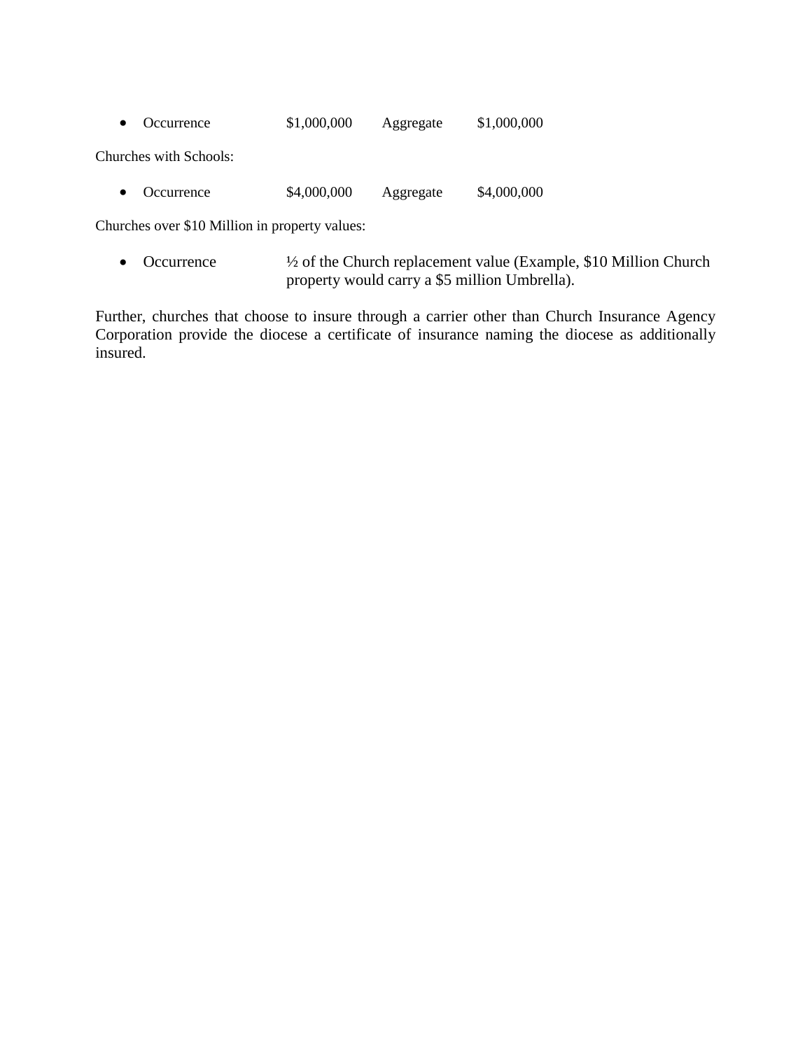- Occurrence $1,000,000 Aggregate $1,000,000

Churches with Schools:

- Occurrence $4,000,000 Aggregate $4,000,000

Churches over $10 Million in property values:

- Occurrence ½ of the Church replacement value (Example, $10 Million Church property would carry a $5 million Umbrella).

Further, churches that choose to insure through a carrier other than Church Insurance Agency Corporation provide the diocese a certificate of insurance naming the diocese as additionally insured.